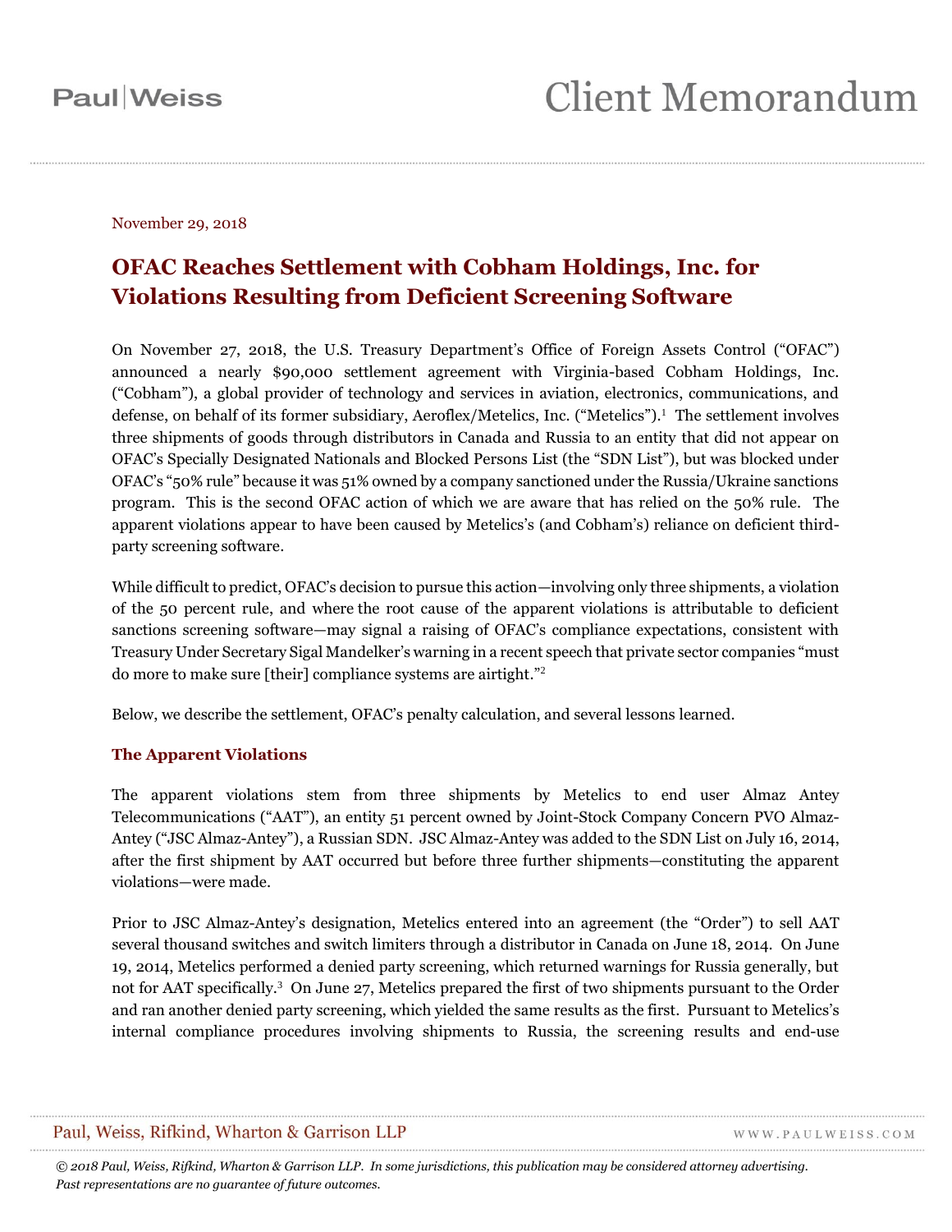Paul|Weiss

# Client Memorandum

November 29, 2018

## OFAC Reaches Settlement with Cobham Holdings, Inc. for Violations Resulting from Deficient Screening Software

On November 27, 2018, the U.S. Treasury Department's Office of Foreign Assets Control ("OFAC") announced a nearly $90,000 settlement agreement with Virginia-based Cobham Holdings, Inc. ("Cobham"), a global provider of technology and services in aviation, electronics, communications, and defense, on behalf of its former subsidiary, Aeroflex/Metelics, Inc. ("Metelics").[1] The settlement involves three shipments of goods through distributors in Canada and Russia to an entity that did not appear on OFAC's Specially Designated Nationals and Blocked Persons List (the "SDN List"), but was blocked under OFAC's "50% rule" because it was 51% owned by a company sanctioned under the Russia/Ukraine sanctions program. This is the second OFAC action of which we are aware that has relied on the 50% rule. The apparent violations appear to have been caused by Metelics's (and Cobham's) reliance on deficient third-party screening software.

While difficult to predict, OFAC's decision to pursue this action—involving only three shipments, a violation of the 50 percent rule, and where the root cause of the apparent violations is attributable to deficient sanctions screening software—may signal a raising of OFAC's compliance expectations, consistent with Treasury Under Secretary Sigal Mandelker's warning in a recent speech that private sector companies "must do more to make sure [their] compliance systems are airtight."[2]

Below, we describe the settlement, OFAC's penalty calculation, and several lessons learned.

### The Apparent Violations

The apparent violations stem from three shipments by Metelics to end user Almaz Antey Telecommunications ("AAT"), an entity 51 percent owned by Joint-Stock Company Concern PVO Almaz-Antey ("JSC Almaz-Antey"), a Russian SDN. JSC Almaz-Antey was added to the SDN List on July 16, 2014, after the first shipment by AAT occurred but before three further shipments—constituting the apparent violations—were made.

Prior to JSC Almaz-Antey's designation, Metelics entered into an agreement (the "Order") to sell AAT several thousand switches and switch limiters through a distributor in Canada on June 18, 2014. On June 19, 2014, Metelics performed a denied party screening, which returned warnings for Russia generally, but not for AAT specifically.[3] On June 27, Metelics prepared the first of two shipments pursuant to the Order and ran another denied party screening, which yielded the same results as the first. Pursuant to Metelics's internal compliance procedures involving shipments to Russia, the screening results and end-use

Paul, Weiss, Rifkind, Wharton & Garrison LLP WWW.PAULWEISS.COM

*© 2018 Paul, Weiss, Rifkind, Wharton & Garrison LLP. In some jurisdictions, this publication may be considered attorney advertising. Past representations are no guarantee of future outcomes.*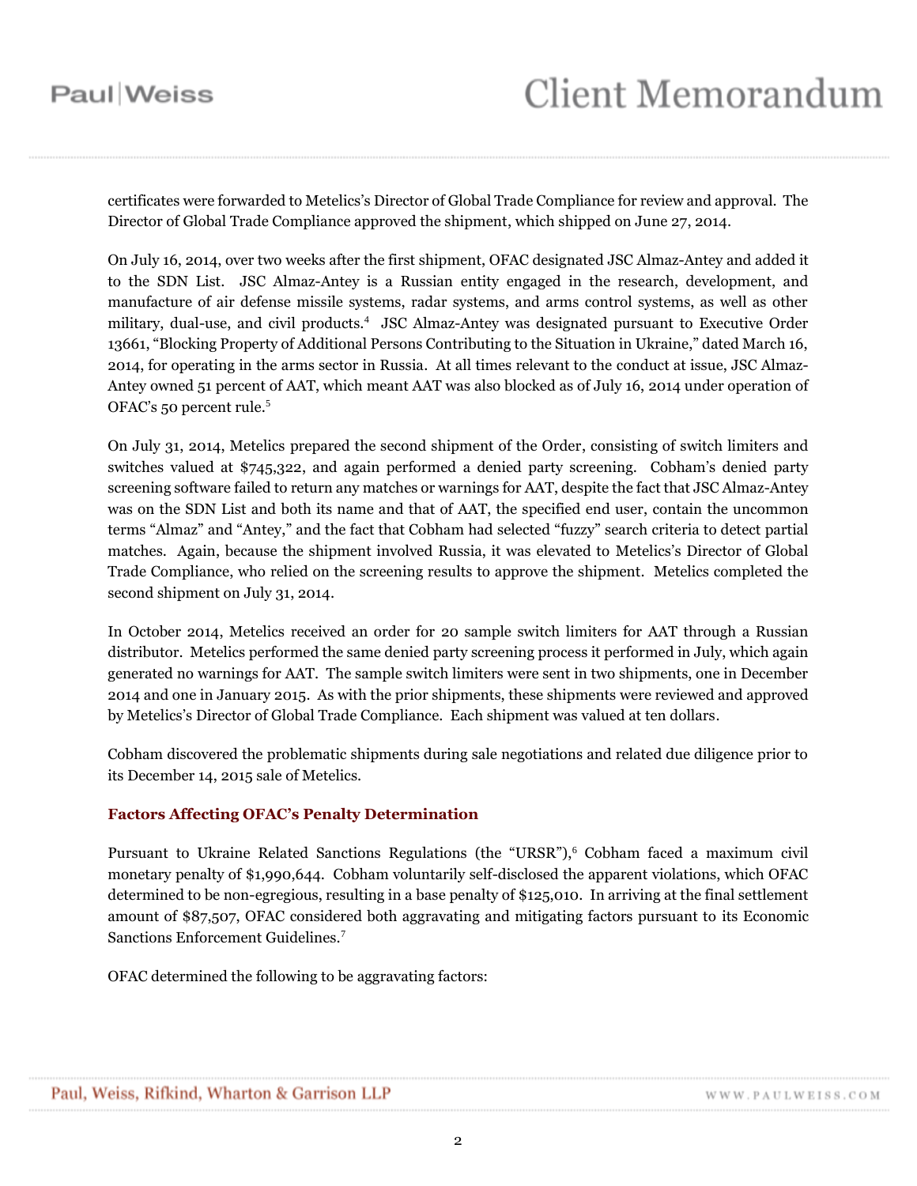certificates were forwarded to Metelics's Director of Global Trade Compliance for review and approval. The Director of Global Trade Compliance approved the shipment, which shipped on June 27, 2014.

On July 16, 2014, over two weeks after the first shipment, OFAC designated JSC Almaz-Antey and added it to the SDN List. JSC Almaz-Antey is a Russian entity engaged in the research, development, and manufacture of air defense missile systems, radar systems, and arms control systems, as well as other military, dual-use, and civil products.[4] JSC Almaz-Antey was designated pursuant to Executive Order 13661, "Blocking Property of Additional Persons Contributing to the Situation in Ukraine," dated March 16, 2014, for operating in the arms sector in Russia. At all times relevant to the conduct at issue, JSC Almaz-Antey owned 51 percent of AAT, which meant AAT was also blocked as of July 16, 2014 under operation of OFAC's 50 percent rule.[5]

On July 31, 2014, Metelics prepared the second shipment of the Order, consisting of switch limiters and switches valued at $745,322, and again performed a denied party screening. Cobham's denied party screening software failed to return any matches or warnings for AAT, despite the fact that JSC Almaz-Antey was on the SDN List and both its name and that of AAT, the specified end user, contain the uncommon terms "Almaz" and "Antey," and the fact that Cobham had selected "fuzzy" search criteria to detect partial matches. Again, because the shipment involved Russia, it was elevated to Metelics's Director of Global Trade Compliance, who relied on the screening results to approve the shipment. Metelics completed the second shipment on July 31, 2014.

In October 2014, Metelics received an order for 20 sample switch limiters for AAT through a Russian distributor. Metelics performed the same denied party screening process it performed in July, which again generated no warnings for AAT. The sample switch limiters were sent in two shipments, one in December 2014 and one in January 2015. As with the prior shipments, these shipments were reviewed and approved by Metelics's Director of Global Trade Compliance. Each shipment was valued at ten dollars.

Cobham discovered the problematic shipments during sale negotiations and related due diligence prior to its December 14, 2015 sale of Metelics.

### Factors Affecting OFAC's Penalty Determination

Pursuant to Ukraine Related Sanctions Regulations (the "URSR"),[6] Cobham faced a maximum civil monetary penalty of $1,990,644. Cobham voluntarily self-disclosed the apparent violations, which OFAC determined to be non-egregious, resulting in a base penalty of $125,010. In arriving at the final settlement amount of $87,507, OFAC considered both aggravating and mitigating factors pursuant to its Economic Sanctions Enforcement Guidelines.[7]

OFAC determined the following to be aggravating factors: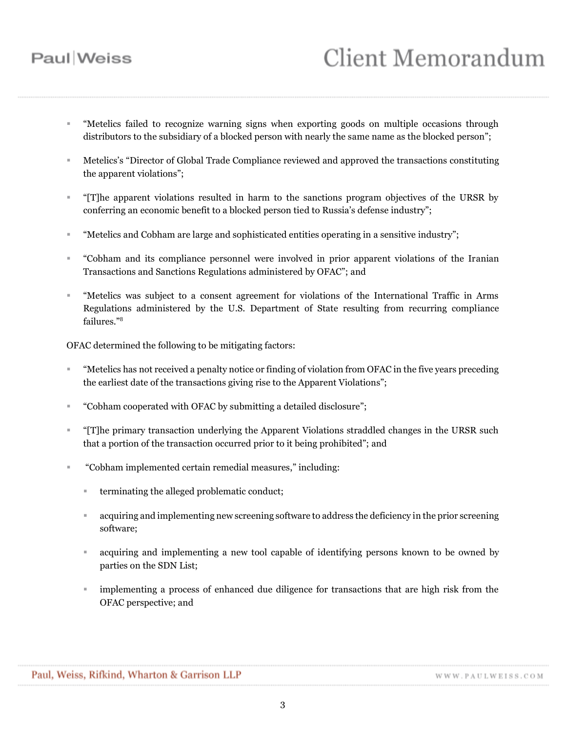- "Metelics failed to recognize warning signs when exporting goods on multiple occasions through distributors to the subsidiary of a blocked person with nearly the same name as the blocked person";
- Metelics's "Director of Global Trade Compliance reviewed and approved the transactions constituting the apparent violations";
- "[T]he apparent violations resulted in harm to the sanctions program objectives of the URSR by conferring an economic benefit to a blocked person tied to Russia's defense industry";
- "Metelics and Cobham are large and sophisticated entities operating in a sensitive industry";
- "Cobham and its compliance personnel were involved in prior apparent violations of the Iranian Transactions and Sanctions Regulations administered by OFAC"; and
- "Metelics was subject to a consent agreement for violations of the International Traffic in Arms Regulations administered by the U.S. Department of State resulting from recurring compliance failures."[8]

OFAC determined the following to be mitigating factors:

- "Metelics has not received a penalty notice or finding of violation from OFAC in the five years preceding the earliest date of the transactions giving rise to the Apparent Violations";
- "Cobham cooperated with OFAC by submitting a detailed disclosure";
- "[T]he primary transaction underlying the Apparent Violations straddled changes in the URSR such that a portion of the transaction occurred prior to it being prohibited"; and
- "Cobham implemented certain remedial measures," including:
  - terminating the alleged problematic conduct;
  - acquiring and implementing new screening software to address the deficiency in the prior screening software;
  - acquiring and implementing a new tool capable of identifying persons known to be owned by parties on the SDN List;
  - implementing a process of enhanced due diligence for transactions that are high risk from the OFAC perspective; and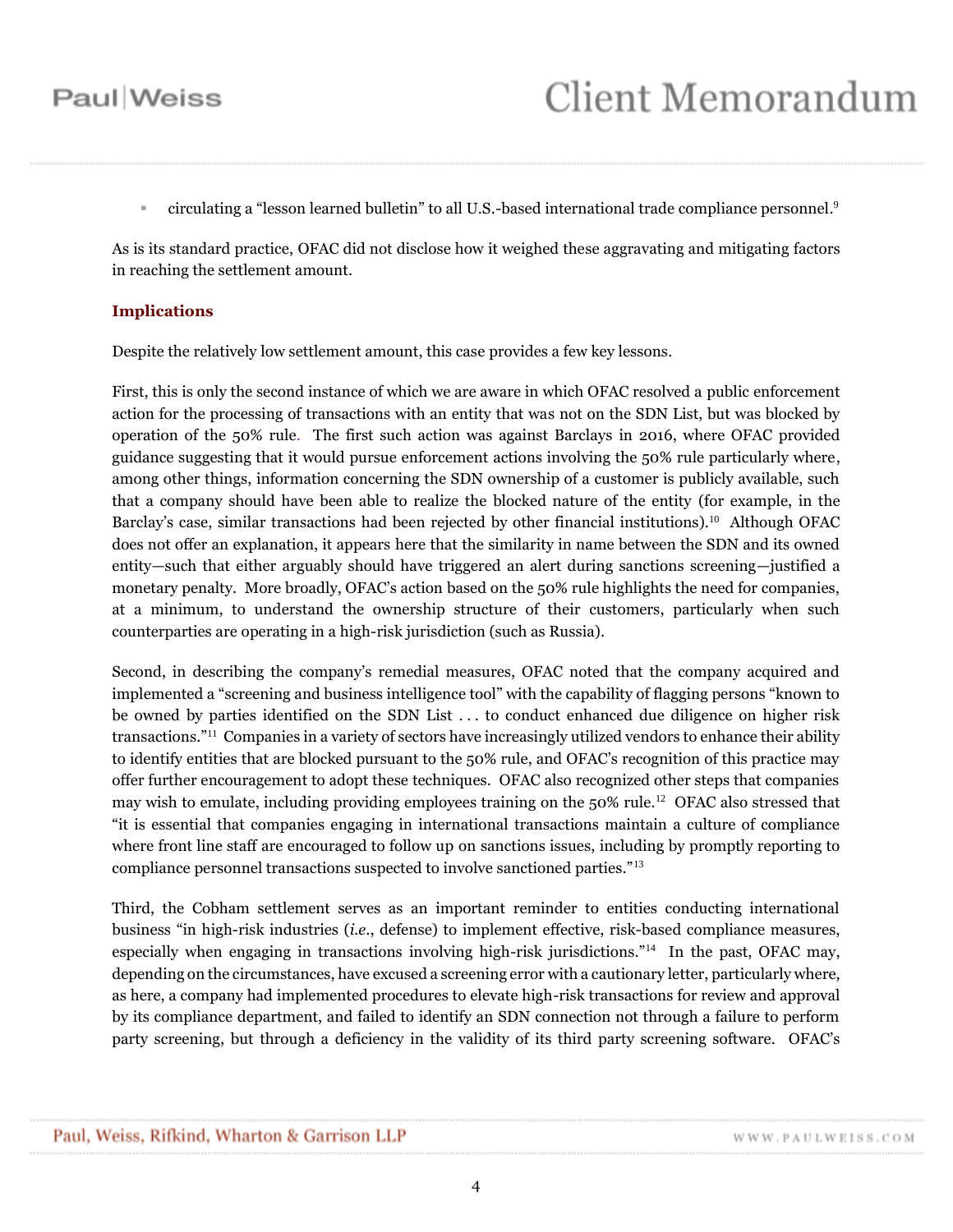- circulating a "lesson learned bulletin" to all U.S.-based international trade compliance personnel.[9]

As is its standard practice, OFAC did not disclose how it weighed these aggravating and mitigating factors in reaching the settlement amount.

## Implications

Despite the relatively low settlement amount, this case provides a few key lessons.

First, this is only the second instance of which we are aware in which OFAC resolved a public enforcement action for the processing of transactions with an entity that was not on the SDN List, but was blocked by operation of the 50% rule. The first such action was against Barclays in 2016, where OFAC provided guidance suggesting that it would pursue enforcement actions involving the 50% rule particularly where, among other things, information concerning the SDN ownership of a customer is publicly available, such that a company should have been able to realize the blocked nature of the entity (for example, in the Barclay's case, similar transactions had been rejected by other financial institutions).[10] Although OFAC does not offer an explanation, it appears here that the similarity in name between the SDN and its owned entity—such that either arguably should have triggered an alert during sanctions screening—justified a monetary penalty. More broadly, OFAC's action based on the 50% rule highlights the need for companies, at a minimum, to understand the ownership structure of their customers, particularly when such counterparties are operating in a high-risk jurisdiction (such as Russia).

Second, in describing the company's remedial measures, OFAC noted that the company acquired and implemented a "screening and business intelligence tool" with the capability of flagging persons "known to be owned by parties identified on the SDN List . . . to conduct enhanced due diligence on higher risk transactions."[11] Companies in a variety of sectors have increasingly utilized vendors to enhance their ability to identify entities that are blocked pursuant to the 50% rule, and OFAC's recognition of this practice may offer further encouragement to adopt these techniques. OFAC also recognized other steps that companies may wish to emulate, including providing employees training on the 50% rule.[12] OFAC also stressed that "it is essential that companies engaging in international transactions maintain a culture of compliance where front line staff are encouraged to follow up on sanctions issues, including by promptly reporting to compliance personnel transactions suspected to involve sanctioned parties."[13]

Third, the Cobham settlement serves as an important reminder to entities conducting international business "in high-risk industries (*i.e.*, defense) to implement effective, risk-based compliance measures, especially when engaging in transactions involving high-risk jurisdictions."[14] In the past, OFAC may, depending on the circumstances, have excused a screening error with a cautionary letter, particularly where, as here, a company had implemented procedures to elevate high-risk transactions for review and approval by its compliance department, and failed to identify an SDN connection not through a failure to perform party screening, but through a deficiency in the validity of its third party screening software. OFAC's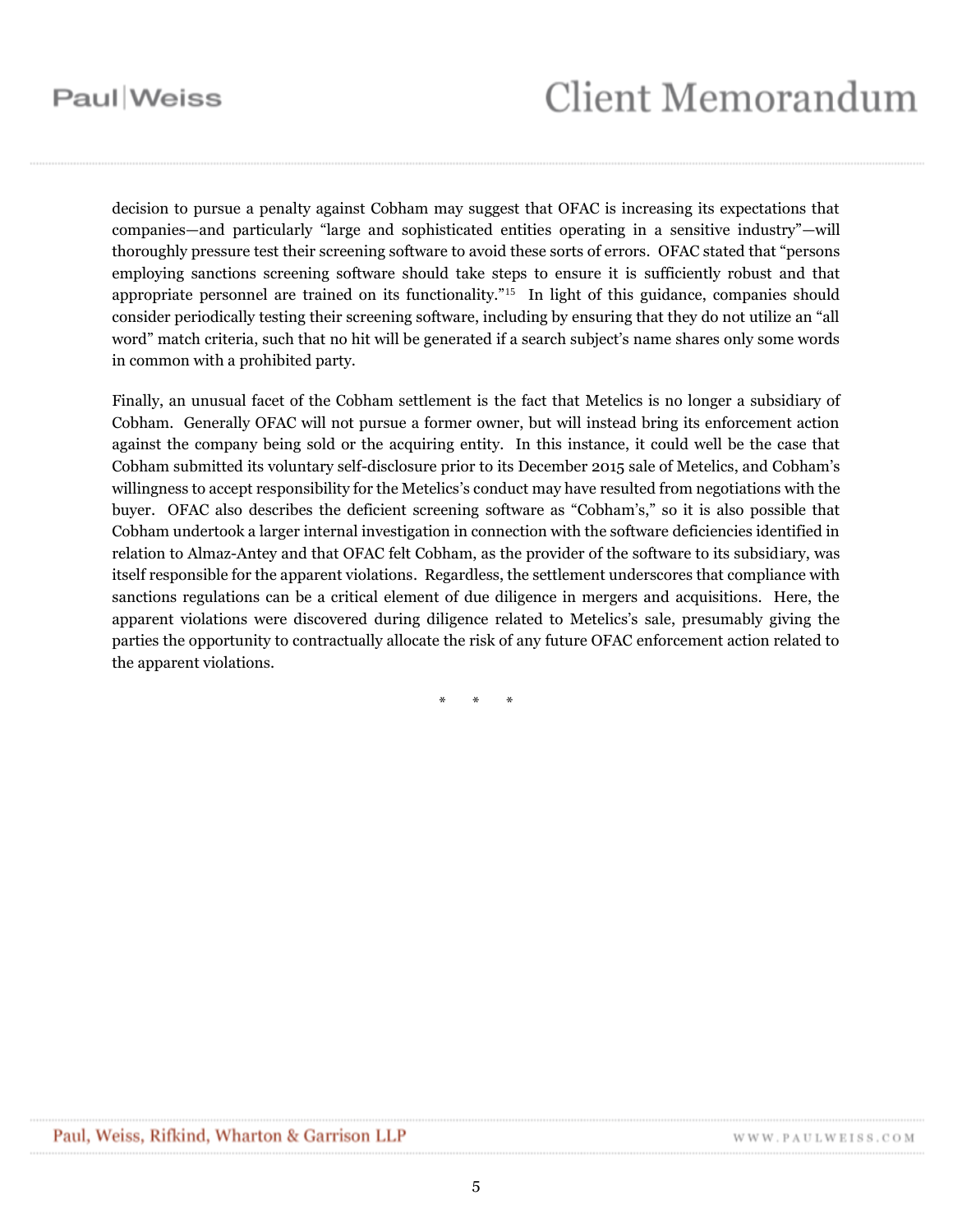decision to pursue a penalty against Cobham may suggest that OFAC is increasing its expectations that companies—and particularly "large and sophisticated entities operating in a sensitive industry"—will thoroughly pressure test their screening software to avoid these sorts of errors. OFAC stated that "persons employing sanctions screening software should take steps to ensure it is sufficiently robust and that appropriate personnel are trained on its functionality."[15] In light of this guidance, companies should consider periodically testing their screening software, including by ensuring that they do not utilize an "all word" match criteria, such that no hit will be generated if a search subject's name shares only some words in common with a prohibited party.

Finally, an unusual facet of the Cobham settlement is the fact that Metelics is no longer a subsidiary of Cobham. Generally OFAC will not pursue a former owner, but will instead bring its enforcement action against the company being sold or the acquiring entity. In this instance, it could well be the case that Cobham submitted its voluntary self-disclosure prior to its December 2015 sale of Metelics, and Cobham's willingness to accept responsibility for the Metelics's conduct may have resulted from negotiations with the buyer. OFAC also describes the deficient screening software as "Cobham's," so it is also possible that Cobham undertook a larger internal investigation in connection with the software deficiencies identified in relation to Almaz-Antey and that OFAC felt Cobham, as the provider of the software to its subsidiary, was itself responsible for the apparent violations. Regardless, the settlement underscores that compliance with sanctions regulations can be a critical element of due diligence in mergers and acquisitions. Here, the apparent violations were discovered during diligence related to Metelics's sale, presumably giving the parties the opportunity to contractually allocate the risk of any future OFAC enforcement action related to the apparent violations.

\* \* \*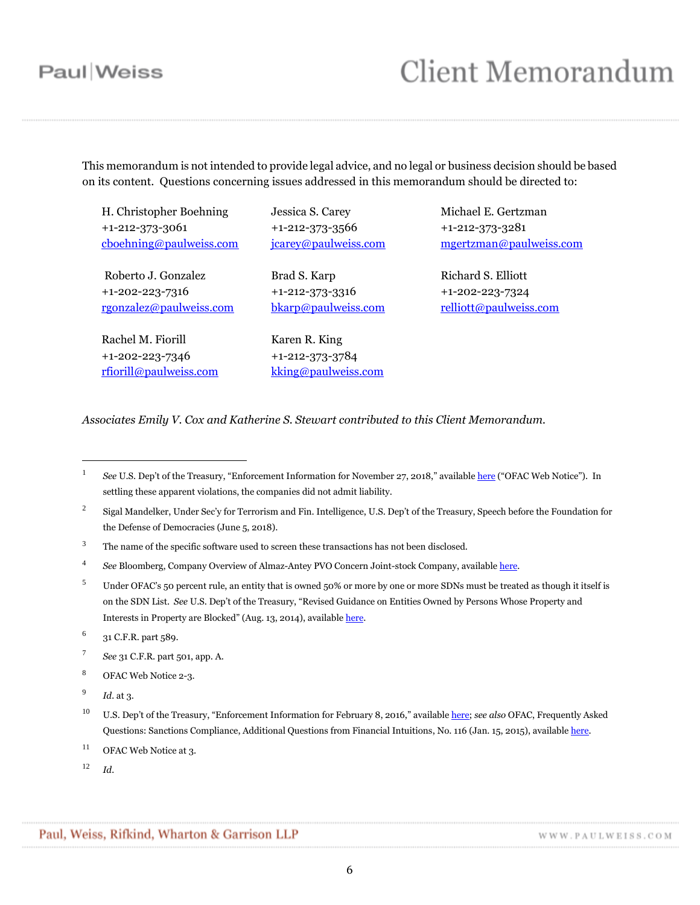This memorandum is not intended to provide legal advice, and no legal or business decision should be based on its content. Questions concerning issues addressed in this memorandum should be directed to:

| | | |
|---|---|---|
| H. Christopher Boehning<br>+1-212-373-3061<br>cboehning@paulweiss.com | Jessica S. Carey<br>+1-212-373-3566<br>jcarey@paulweiss.com | Michael E. Gertzman<br>+1-212-373-3281<br>mgertzman@paulweiss.com |
| Roberto J. Gonzalez<br>+1-202-223-7316<br>rgonzalez@paulweiss.com | Brad S. Karp<br>+1-212-373-3316<br>bkarp@paulweiss.com | Richard S. Elliott<br>+1-202-223-7324<br>relliott@paulweiss.com |
| Rachel M. Fiorill<br>+1-202-223-7346<br>rfiorill@paulweiss.com | Karen R. King<br>+1-212-373-3784<br>kking@paulweiss.com | |

*Associates Emily V. Cox and Katherine S. Stewart contributed to this Client Memorandum.*

---

[1] *See* U.S. Dep't of the Treasury, "Enforcement Information for November 27, 2018," available here ("OFAC Web Notice"). In settling these apparent violations, the companies did not admit liability.

[2] Sigal Mandelker, Under Sec'y for Terrorism and Fin. Intelligence, U.S. Dep't of the Treasury, Speech before the Foundation for the Defense of Democracies (June 5, 2018).

[3] The name of the specific software used to screen these transactions has not been disclosed.

[4] *See* Bloomberg, Company Overview of Almaz-Antey PVO Concern Joint-stock Company, available here.

[5] Under OFAC's 50 percent rule, an entity that is owned 50% or more by one or more SDNs must be treated as though it itself is on the SDN List. *See* U.S. Dep't of the Treasury, "Revised Guidance on Entities Owned by Persons Whose Property and Interests in Property are Blocked" (Aug. 13, 2014), available here.

[6] 31 C.F.R. part 589.

[7] *See* 31 C.F.R. part 501, app. A.

[8] OFAC Web Notice 2-3.

[9] *Id.* at 3.

[10] U.S. Dep't of the Treasury, "Enforcement Information for February 8, 2016," available here; *see also* OFAC, Frequently Asked Questions: Sanctions Compliance, Additional Questions from Financial Intuitions, No. 116 (Jan. 15, 2015), available here.

[11] OFAC Web Notice at 3.

[12] *Id.*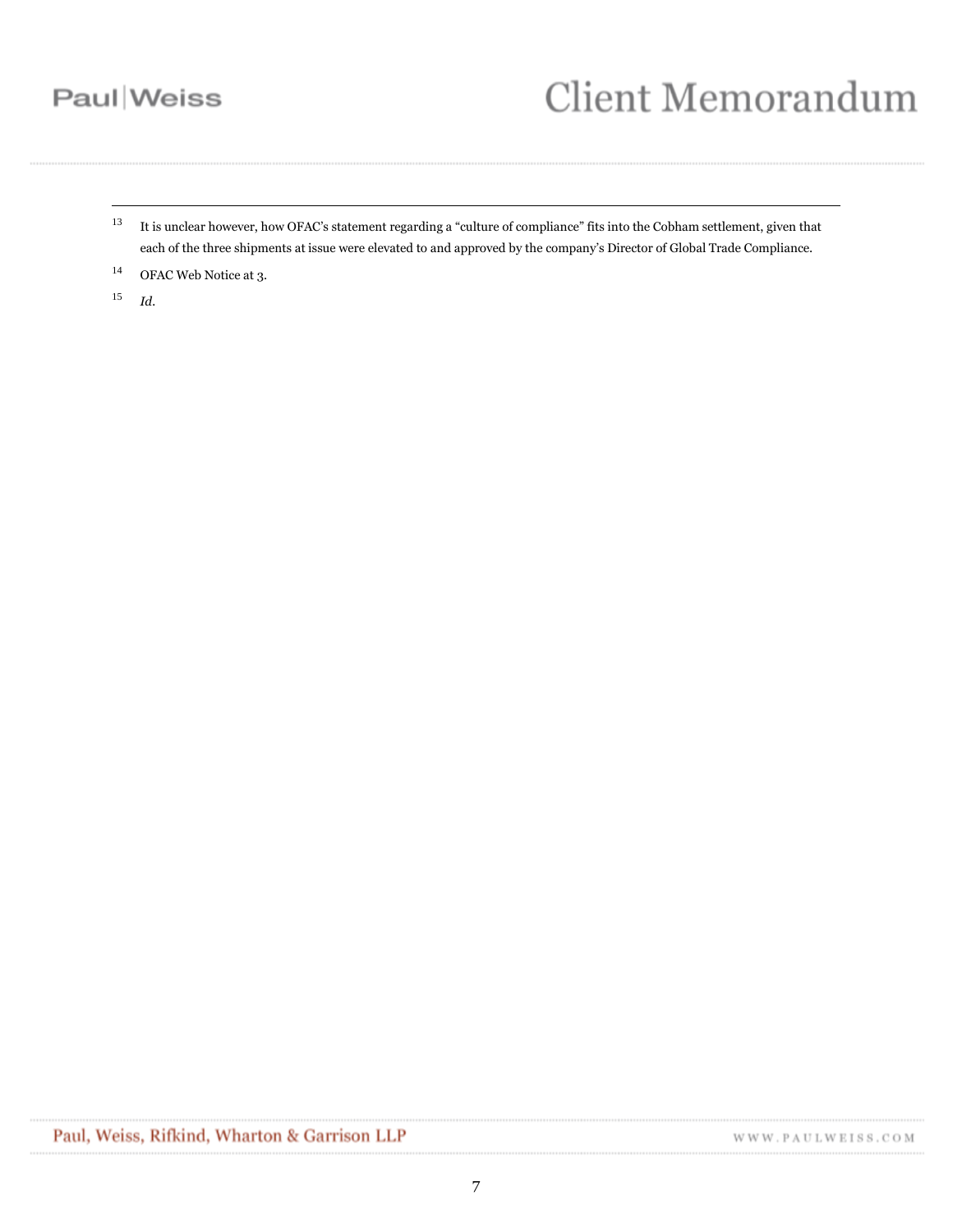[13] It is unclear however, how OFAC's statement regarding a "culture of compliance" fits into the Cobham settlement, given that each of the three shipments at issue were elevated to and approved by the company's Director of Global Trade Compliance.

[14] OFAC Web Notice at 3.

[15] *Id.*